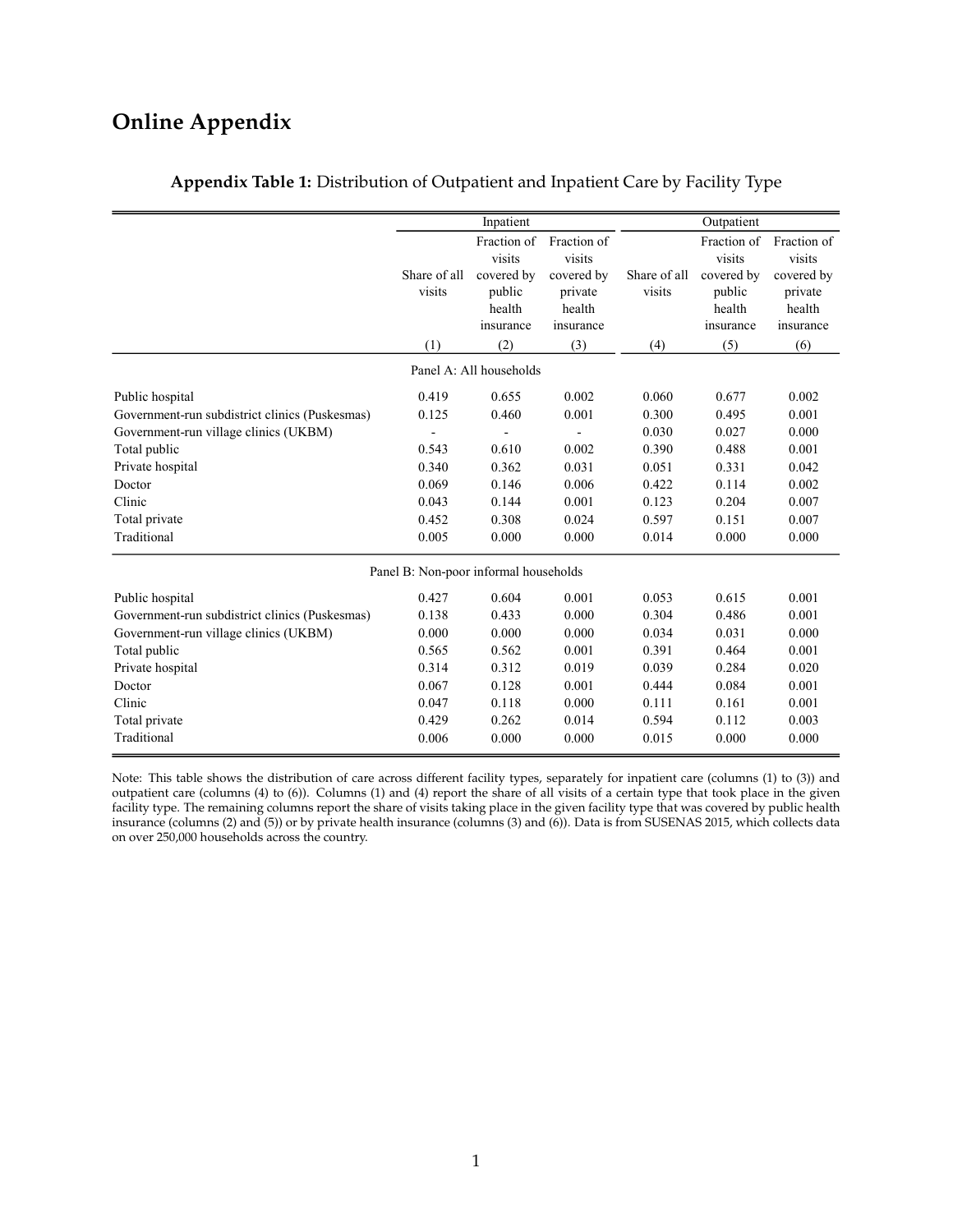# Online Appendix

**Appendix Table 1:** Distribution of Outpatient and Inpatient Care by Facility Type

| | Inpatient | | | Outpatient | | |
|---|---|---|---|---|---|---|
| | Share of all visits | Fraction of visits covered by public health insurance | Fraction of visits covered by private health insurance | Share of all visits | Fraction of visits covered by public health insurance | Fraction of visits covered by private health insurance |
| | (1) | (2) | (3) | (4) | (5) | (6) |
| **Panel A: All households** | | | | | | |
| Public hospital | 0.419 | 0.655 | 0.002 | 0.060 | 0.677 | 0.002 |
| Government-run subdistrict clinics (Puskesmas) | 0.125 | 0.460 | 0.001 | 0.300 | 0.495 | 0.001 |
| Government-run village clinics (UKBM) | - | - | - | 0.030 | 0.027 | 0.000 |
| Total public | 0.543 | 0.610 | 0.002 | 0.390 | 0.488 | 0.001 |
| Private hospital | 0.340 | 0.362 | 0.031 | 0.051 | 0.331 | 0.042 |
| Doctor | 0.069 | 0.146 | 0.006 | 0.422 | 0.114 | 0.002 |
| Clinic | 0.043 | 0.144 | 0.001 | 0.123 | 0.204 | 0.007 |
| Total private | 0.452 | 0.308 | 0.024 | 0.597 | 0.151 | 0.007 |
| Traditional | 0.005 | 0.000 | 0.000 | 0.014 | 0.000 | 0.000 |
| **Panel B: Non-poor informal households** | | | | | | |
| Public hospital | 0.427 | 0.604 | 0.001 | 0.053 | 0.615 | 0.001 |
| Government-run subdistrict clinics (Puskesmas) | 0.138 | 0.433 | 0.000 | 0.304 | 0.486 | 0.001 |
| Government-run village clinics (UKBM) | 0.000 | 0.000 | 0.000 | 0.034 | 0.031 | 0.000 |
| Total public | 0.565 | 0.562 | 0.001 | 0.391 | 0.464 | 0.001 |
| Private hospital | 0.314 | 0.312 | 0.019 | 0.039 | 0.284 | 0.020 |
| Doctor | 0.067 | 0.128 | 0.001 | 0.444 | 0.084 | 0.001 |
| Clinic | 0.047 | 0.118 | 0.000 | 0.111 | 0.161 | 0.001 |
| Total private | 0.429 | 0.262 | 0.014 | 0.594 | 0.112 | 0.003 |
| Traditional | 0.006 | 0.000 | 0.000 | 0.015 | 0.000 | 0.000 |

Note: This table shows the distribution of care across different facility types, separately for inpatient care (columns (1) to (3)) and outpatient care (columns (4) to (6)). Columns (1) and (4) report the share of all visits of a certain type that took place in the given facility type. The remaining columns report the share of visits taking place in the given facility type that was covered by public health insurance (columns (2) and (5)) or by private health insurance (columns (3) and (6)). Data is from SUSENAS 2015, which collects data on over 250,000 households across the country.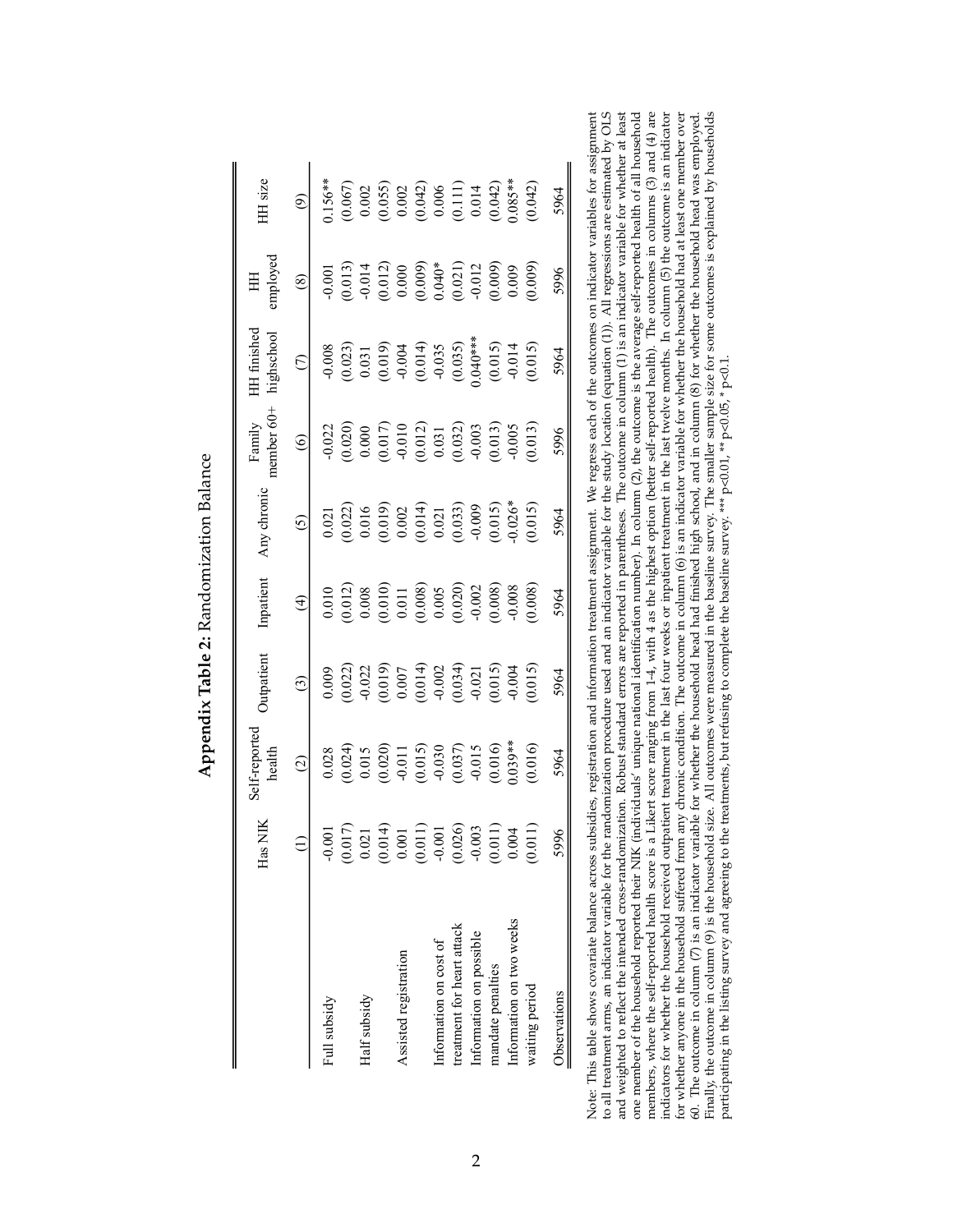**Appendix Table 2:** Randomization Balance

| | Has NIK | Self-reported health | Outpatient | Inpatient | Any chronic | Family member 60+ | HH finished highschool | HH employed | HH size |
|---|---|---|---|---|---|---|---|---|---|
| | (1) | (2) | (3) | (4) | (5) | (6) | (7) | (8) | (9) |
| Full subsidy | -0.001 | 0.028 | 0.009 | 0.010 | 0.021 | -0.022 | -0.008 | -0.001 | 0.156** |
| | (0.017) | (0.024) | (0.022) | (0.012) | (0.022) | (0.020) | (0.023) | (0.013) | (0.067) |
| Half subsidy | 0.021 | 0.015 | -0.022 | 0.008 | 0.016 | 0.000 | 0.031 | -0.014 | 0.002 |
| | (0.014) | (0.020) | (0.019) | (0.010) | (0.019) | (0.017) | (0.019) | (0.012) | (0.055) |
| Assisted registration | 0.001 | -0.011 | 0.007 | 0.011 | 0.002 | -0.010 | -0.004 | 0.000 | 0.002 |
| | (0.011) | (0.015) | (0.014) | (0.008) | (0.014) | (0.012) | (0.014) | (0.009) | (0.042) |
| Information on cost of treatment for heart attack | -0.001 | -0.030 | -0.002 | 0.005 | 0.021 | 0.031 | -0.035 | 0.040* | 0.006 |
| | (0.026) | (0.037) | (0.034) | (0.020) | (0.033) | (0.032) | (0.035) | (0.021) | (0.111) |
| Information on possible mandate penalties | -0.003 | -0.015 | -0.021 | -0.002 | -0.009 | -0.003 | 0.040*** | -0.012 | 0.014 |
| | (0.011) | (0.016) | (0.015) | (0.008) | (0.015) | (0.013) | (0.015) | (0.009) | (0.042) |
| Information on two weeks waiting period | 0.004 | 0.039** | -0.004 | -0.008 | -0.026* | -0.005 | -0.014 | 0.009 | 0.085** |
| | (0.011) | (0.016) | (0.015) | (0.008) | (0.015) | (0.013) | (0.015) | (0.009) | (0.042) |
| Observations | 5996 | 5964 | 5964 | 5964 | 5964 | 5996 | 5964 | 5996 | 5964 |

Note: This table shows covariate balance across subsidies, registration and information treatment assignment. We regress each of the outcomes on indicator variables for assignment to all treatment arms, an indicator variable for the randomization procedure used and an indicator variable for the study location (equation (1)). All regressions are estimated by OLS and weighted to reflect the intended cross-randomization. Robust standard errors are reported in parentheses. The outcome in column (1) is an indicator variable for whether at least one member of the household reported their NIK (individuals' unique national identification number). In column (2), the outcome is the average self-reported health of all household members, where the self-reported health score is a Likert score ranging from 1-4, with 4 as the highest option (better self-reported health). The outcomes in columns (3) and (4) are indicators for whether the household received outpatient treatment in the last four weeks or inpatient treatment in the last twelve months. In column (5) the outcome is an indicator for whether anyone in the household suffered from any chronic condition. The outcome in column (6) is an indicator variable for whether the household had at least one member over 60. The outcome in column (7) is an indicator variable for whether the household head had finished high school, and in column (8) for whether the household head was employed. Finally, the outcome in column (9) is the household size. All outcomes were measured in the baseline survey. The smaller sample size for some outcomes is explained by households participating in the listing survey and agreeing to the treatments, but refusing to complete the baseline survey. *** p<0.01, ** p<0.05, * p<0.1.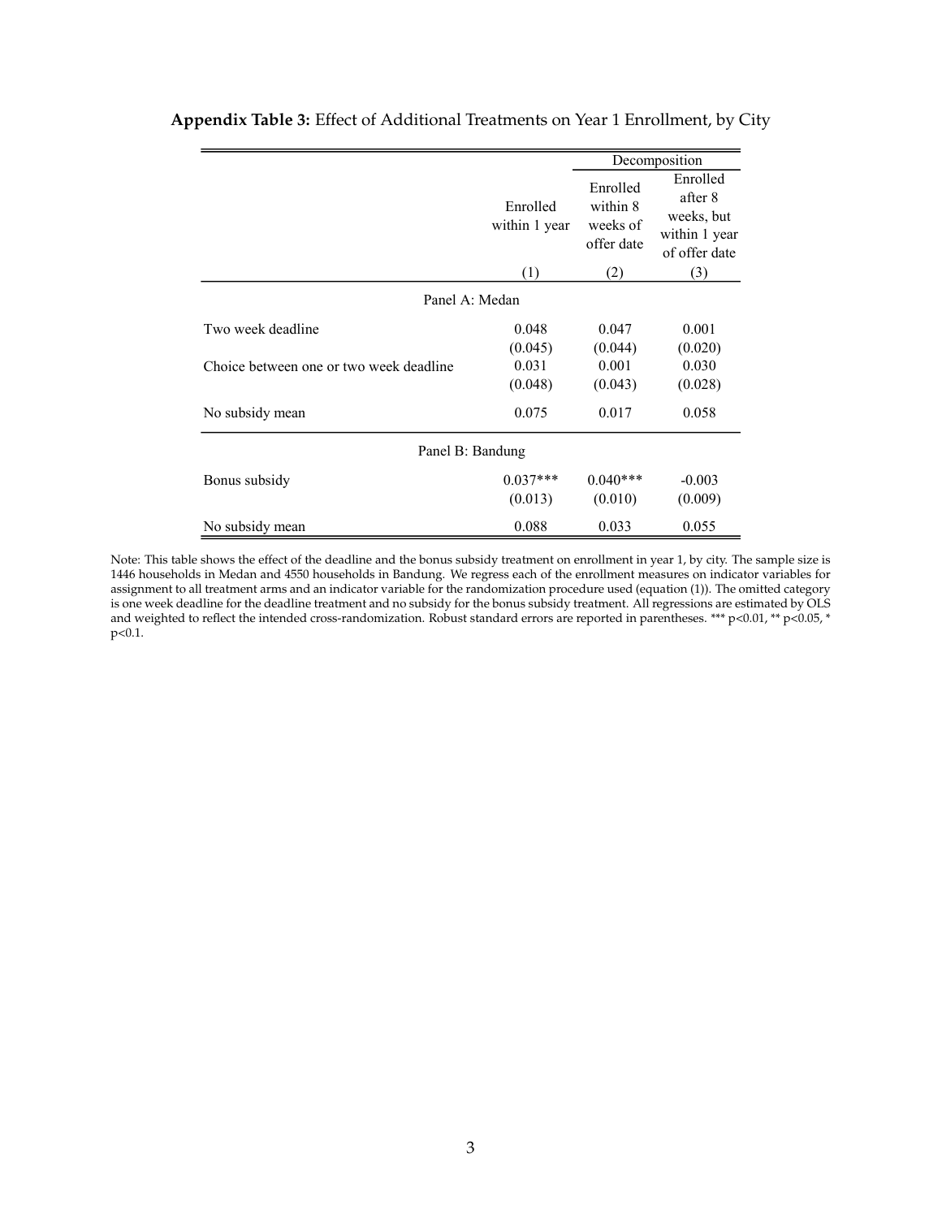**Appendix Table 3:** Effect of Additional Treatments on Year 1 Enrollment, by City

| | | Decomposition | |
|---|---|---|---|
| | Enrolled within 1 year | Enrolled within 8 weeks of offer date | Enrolled after 8 weeks, but within 1 year of offer date |
| | (1) | (2) | (3) |
| Panel A: Medan | | | |
| Two week deadline | 0.048 | 0.047 | 0.001 |
| | (0.045) | (0.044) | (0.020) |
| Choice between one or two week deadline | 0.031 | 0.001 | 0.030 |
| | (0.048) | (0.043) | (0.028) |
| No subsidy mean | 0.075 | 0.017 | 0.058 |
| Panel B: Bandung | | | |
| Bonus subsidy | 0.037*** | 0.040*** | -0.003 |
| | (0.013) | (0.010) | (0.009) |
| No subsidy mean | 0.088 | 0.033 | 0.055 |

Note: This table shows the effect of the deadline and the bonus subsidy treatment on enrollment in year 1, by city. The sample size is 1446 households in Medan and 4550 households in Bandung. We regress each of the enrollment measures on indicator variables for assignment to all treatment arms and an indicator variable for the randomization procedure used (equation (1)). The omitted category is one week deadline for the deadline treatment and no subsidy for the bonus subsidy treatment. All regressions are estimated by OLS and weighted to reflect the intended cross-randomization. Robust standard errors are reported in parentheses. *** p<0.01, ** p<0.05, * p<0.1.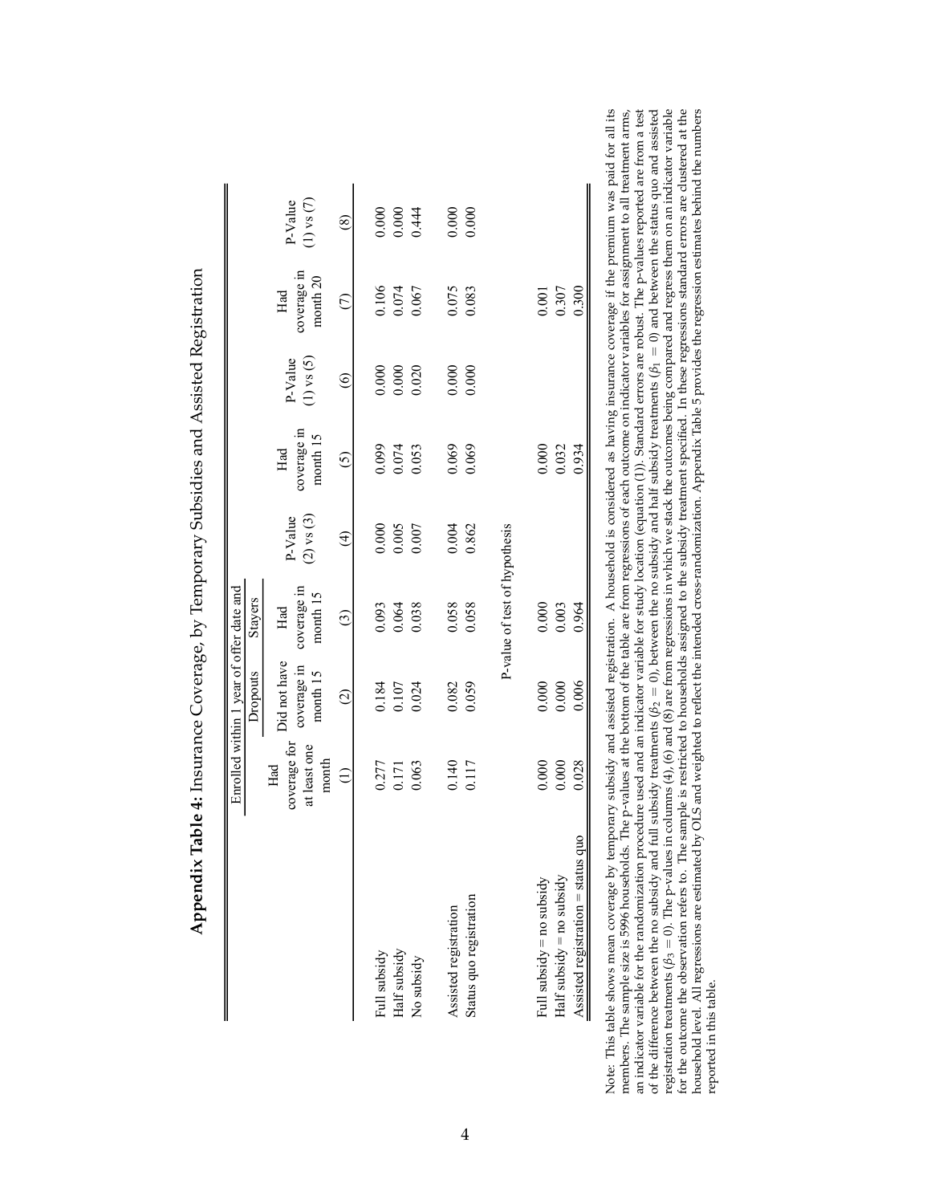# Appendix Table 4: Insurance Coverage, by Temporary Subsidies and Assisted Registration

| | | Enrolled within 1 year of offer date and | | | | | | |
|---|---|---|---|---|---|---|---|---|
| | | Dropouts | Stayers | | | | | |
| | Had coverage for at least one month | Did not have coverage in month 15 | Had coverage in month 15 | P-Value (2) vs (3) | Had coverage in month 15 | P-Value (1) vs (5) | Had coverage in month 20 | P-Value (1) vs (7) |
| | (1) | (2) | (3) | (4) | (5) | (6) | (7) | (8) |
| Full subsidy | 0.277 | 0.184 | 0.093 | 0.000 | 0.099 | 0.000 | 0.106 | 0.000 |
| Half subsidy | 0.171 | 0.107 | 0.064 | 0.005 | 0.074 | 0.000 | 0.074 | 0.000 |
| No subsidy | 0.063 | 0.024 | 0.038 | 0.007 | 0.053 | 0.020 | 0.067 | 0.444 |
| Assisted registration | 0.140 | 0.082 | 0.058 | 0.004 | 0.069 | 0.000 | 0.075 | 0.000 |
| Status quo registration | 0.117 | 0.059 | 0.058 | 0.862 | 0.069 | 0.000 | 0.083 | 0.000 |
| | | | P-value of test of hypothesis | | | | | |
| Full subsidy = no subsidy | 0.000 | 0.000 | 0.000 | | 0.000 | | 0.001 | |
| Half subsidy = no subsidy | 0.000 | 0.000 | 0.003 | | 0.032 | | 0.307 | |
| Assisted registration = status quo | 0.028 | 0.006 | 0.964 | | 0.934 | | 0.300 | |

Note: This table shows mean coverage by temporary subsidy and assisted registration. A household is considered as having insurance coverage if the premium was paid for all its members. The sample size is 5996 households. The p-values at the bottom of the table are from regressions of each outcome on indicator variables for assignment to all treatment arms, an indicator variable for the randomization procedure used and an indicator variable for study location (equation (1)). Standard errors are robust. The p-values reported are from a test of the difference between the no subsidy and full subsidy treatments ($\beta_2 = 0$), between the no subsidy and half subsidy treatments ($\beta_1 = 0$) and between the status quo and assisted registration treatments ($\beta_3 = 0$). The p-values in columns (4), (6) and (8) are from regressions in which we stack the outcomes being compared and regress them on an indicator variable for the outcome the observation refers to. The sample is restricted to households assigned to the subsidy treatment specified. In these regressions standard errors are clustered at the household level. All regressions are estimated by OLS and weighted to reflect the intended cross-randomization. Appendix Table 5 provides the regression estimates behind the numbers reported in this table.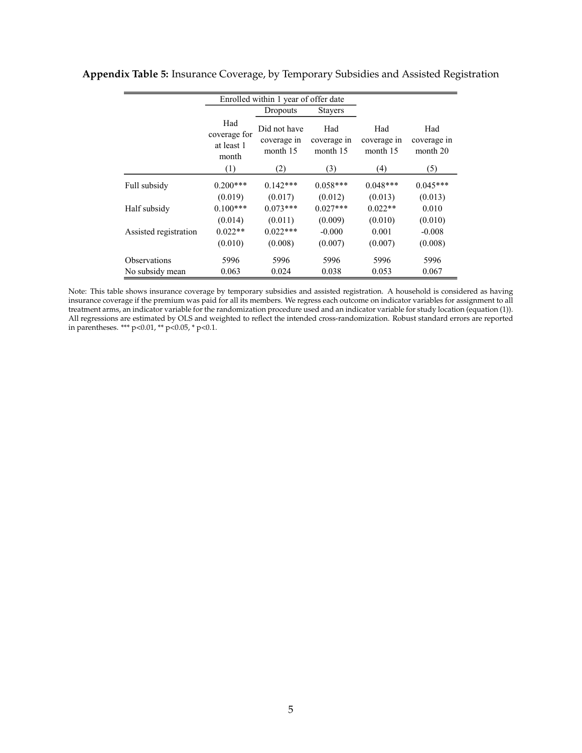**Appendix Table 5:** Insurance Coverage, by Temporary Subsidies and Assisted Registration

| | Enrolled within 1 year of offer date | | | | |
|---|---|---|---|---|---|
| | | Dropouts | Stayers | | |
| | Had coverage for at least 1 month | Did not have coverage in month 15 | Had coverage in month 15 | Had coverage in month 15 | Had coverage in month 20 |
| | (1) | (2) | (3) | (4) | (5) |
| Full subsidy | 0.200*** | 0.142*** | 0.058*** | 0.048*** | 0.045*** |
| | (0.019) | (0.017) | (0.012) | (0.013) | (0.013) |
| Half subsidy | 0.100*** | 0.073*** | 0.027*** | 0.022** | 0.010 |
| | (0.014) | (0.011) | (0.009) | (0.010) | (0.010) |
| Assisted registration | 0.022** | 0.022*** | -0.000 | 0.001 | -0.008 |
| | (0.010) | (0.008) | (0.007) | (0.007) | (0.008) |
| Observations | 5996 | 5996 | 5996 | 5996 | 5996 |
| No subsidy mean | 0.063 | 0.024 | 0.038 | 0.053 | 0.067 |

Note: This table shows insurance coverage by temporary subsidies and assisted registration. A household is considered as having insurance coverage if the premium was paid for all its members. We regress each outcome on indicator variables for assignment to all treatment arms, an indicator variable for the randomization procedure used and an indicator variable for study location (equation (1)). All regressions are estimated by OLS and weighted to reflect the intended cross-randomization. Robust standard errors are reported in parentheses. *** p<0.01, ** p<0.05, * p<0.1.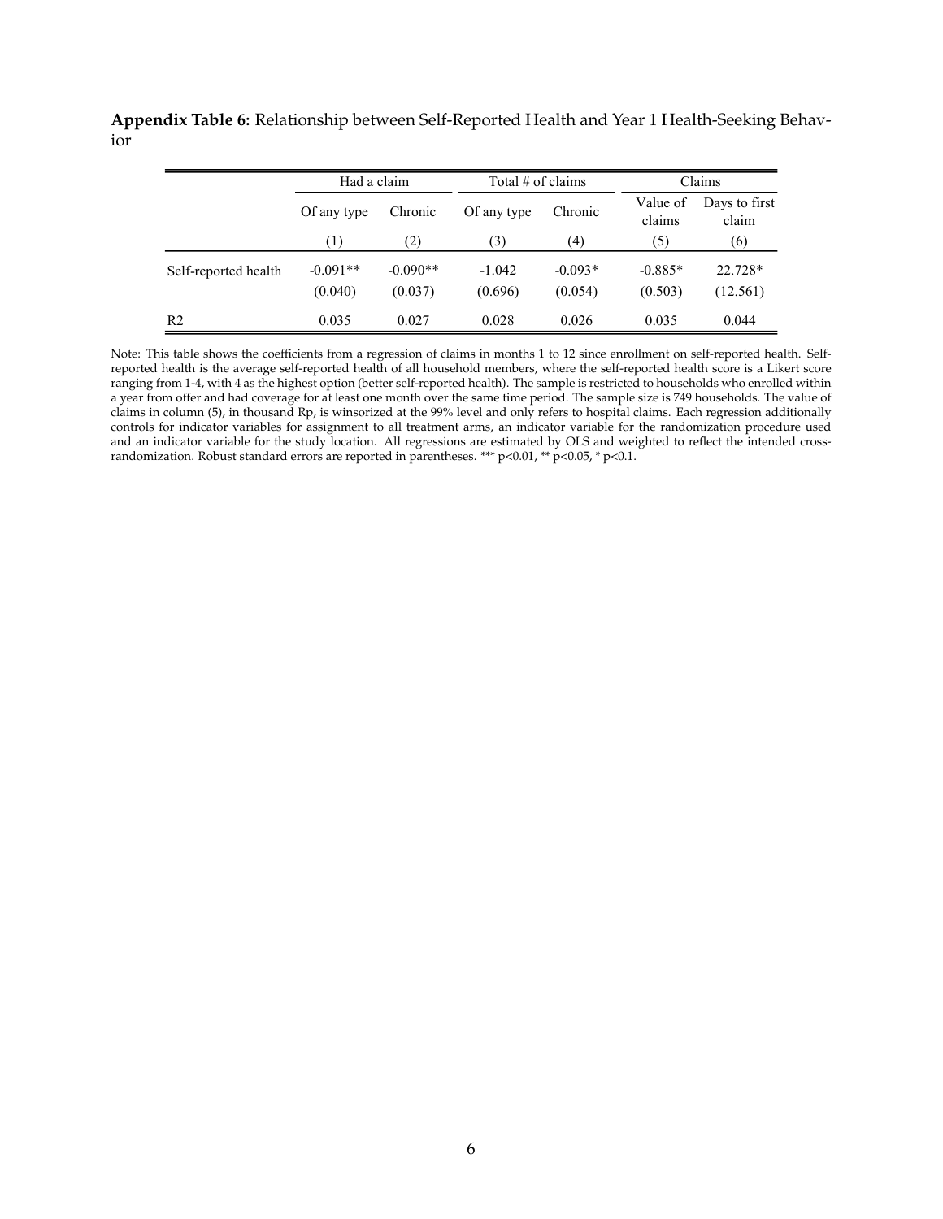**Appendix Table 6:** Relationship between Self-Reported Health and Year 1 Health-Seeking Behavior

| | Had a claim | | Total # of claims | | Claims | |
|---|---|---|---|---|---|---|
| | Of any type | Chronic | Of any type | Chronic | Value of claims | Days to first claim |
| | (1) | (2) | (3) | (4) | (5) | (6) |
| Self-reported health | -0.091** | -0.090** | -1.042 | -0.093* | -0.885* | 22.728* |
| | (0.040) | (0.037) | (0.696) | (0.054) | (0.503) | (12.561) |
| R2 | 0.035 | 0.027 | 0.028 | 0.026 | 0.035 | 0.044 |

Note: This table shows the coefficients from a regression of claims in months 1 to 12 since enrollment on self-reported health. Self-reported health is the average self-reported health of all household members, where the self-reported health score is a Likert score ranging from 1-4, with 4 as the highest option (better self-reported health). The sample is restricted to households who enrolled within a year from offer and had coverage for at least one month over the same time period. The sample size is 749 households. The value of claims in column (5), in thousand Rp, is winsorized at the 99% level and only refers to hospital claims. Each regression additionally controls for indicator variables for assignment to all treatment arms, an indicator variable for the randomization procedure used and an indicator variable for the study location. All regressions are estimated by OLS and weighted to reflect the intended cross-randomization. Robust standard errors are reported in parentheses. *** $p<0.01$, ** $p<0.05$, * $p<0.1$.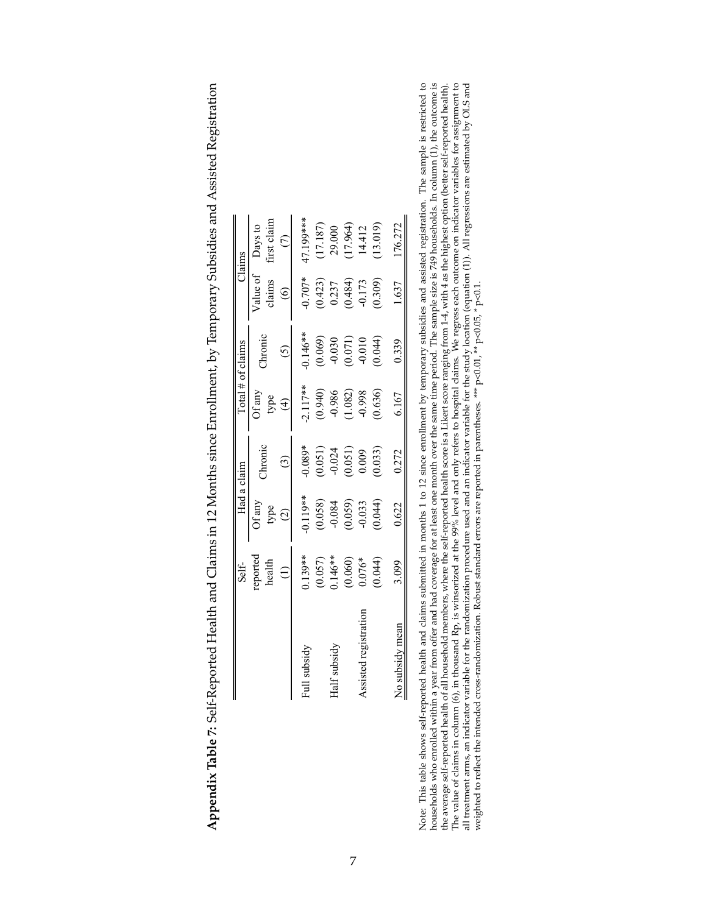**Appendix Table 7:** Self-Reported Health and Claims in 12 Months since Enrollment, by Temporary Subsidies and Assisted Registration

| | Self-reported health | Had a claim | | Total # of claims | | Claims | |
|---|---|---|---|---|---|---|---|
| | | Of any type | Chronic | Of any type | Chronic | Value of claims | Days to first claim |
| | (1) | (2) | (3) | (4) | (5) | (6) | (7) |
| Full subsidy | 0.139** | -0.119** | -0.089* | -2.117** | -0.146** | -0.707* | 47.199*** |
| | (0.057) | (0.058) | (0.051) | (0.940) | (0.069) | (0.423) | (17.187) |
| Half subsidy | 0.146** | -0.084 | -0.024 | -0.986 | -0.030 | 0.237 | 29.000 |
| | (0.060) | (0.059) | (0.051) | (1.082) | (0.071) | (0.484) | (17.964) |
| Assisted registration | 0.076* | -0.033 | 0.009 | -0.998 | -0.010 | -0.173 | 14.412 |
| | (0.044) | (0.044) | (0.033) | (0.636) | (0.044) | (0.309) | (13.019) |
| No subsidy mean | 3.099 | 0.622 | 0.272 | 6.167 | 0.339 | 1.637 | 176.272 |

Note: This table shows self-reported health and claims submitted in months 1 to 12 since enrollment by temporary subsidies and assisted registration. The sample is restricted to households who enrolled within a year from offer and had coverage for at least one month over the same time period. The sample size is 749 households. In column (1), the outcome is the average self-reported health of all household members, where the self-reported health score is a Likert score ranging from 1-4, with 4 as the highest option (better self-reported health). The value of claims in column (6), in thousand Rp, is winsorized at the 99% level and only refers to hospital claims. We regress each outcome on indicator variables for assignment to all treatment arms, an indicator variable for the randomization procedure used and an indicator variable for the study location (equation (1)). All regressions are estimated by OLS and weighted to reflect the intended cross-randomization. Robust standard errors are reported in parentheses. *** p<0.01, ** p<0.05, * p<0.1.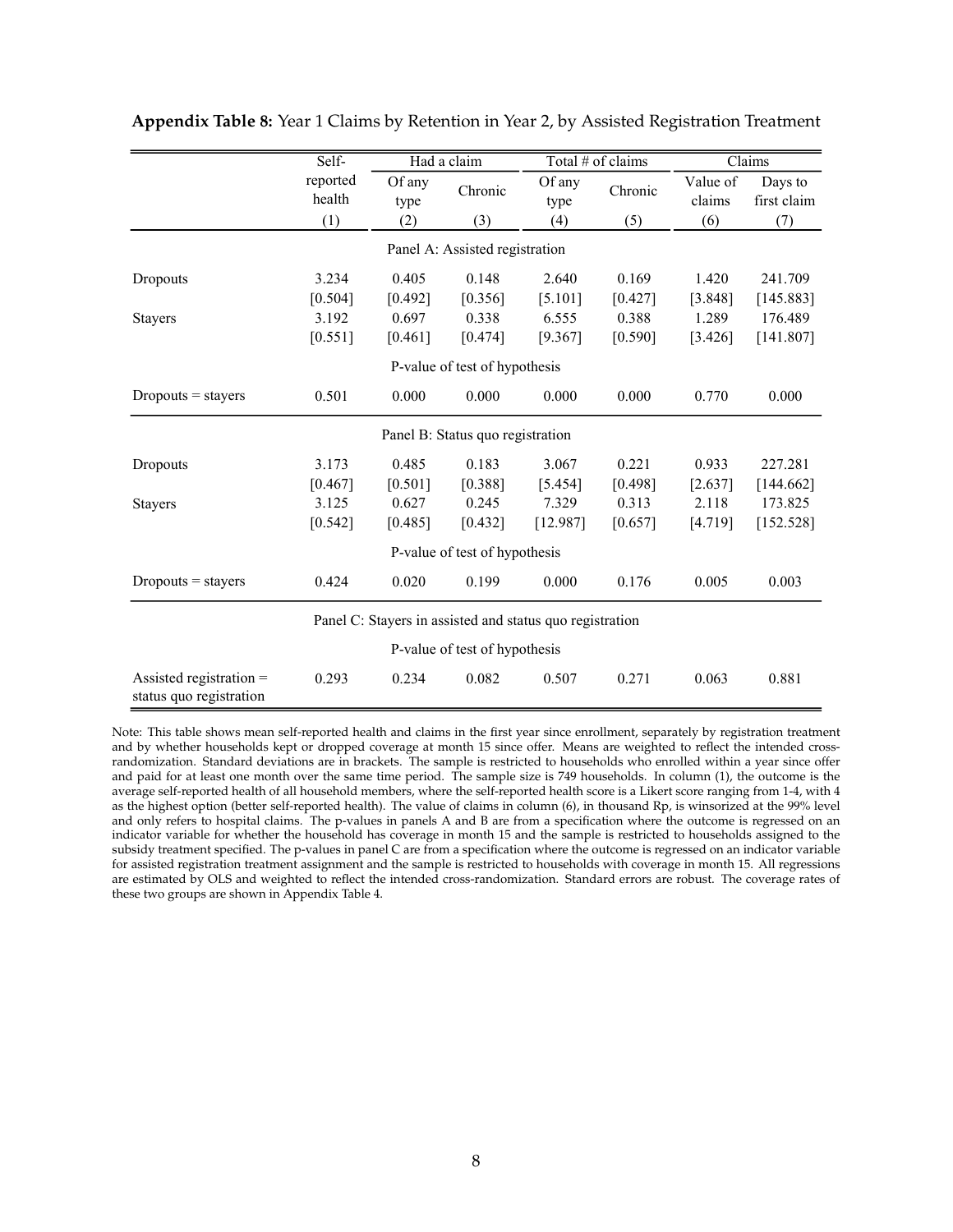**Appendix Table 8:** Year 1 Claims by Retention in Year 2, by Assisted Registration Treatment

| | Self-reported health | Had a claim | | Total # of claims | | Claims | |
|---|---|---|---|---|---|---|---|
| | | Of any type | Chronic | Of any type | Chronic | Value of claims | Days to first claim |
| | (1) | (2) | (3) | (4) | (5) | (6) | (7) |
| | | | Panel A: Assisted registration | | | | |
| Dropouts | 3.234 | 0.405 | 0.148 | 2.640 | 0.169 | 1.420 | 241.709 |
| | [0.504] | [0.492] | [0.356] | [5.101] | [0.427] | [3.848] | [145.883] |
| Stayers | 3.192 | 0.697 | 0.338 | 6.555 | 0.388 | 1.289 | 176.489 |
| | [0.551] | [0.461] | [0.474] | [9.367] | [0.590] | [3.426] | [141.807] |
| | | | P-value of test of hypothesis | | | | |
| Dropouts = stayers | 0.501 | 0.000 | 0.000 | 0.000 | 0.000 | 0.770 | 0.000 |
| | | | Panel B: Status quo registration | | | | |
| Dropouts | 3.173 | 0.485 | 0.183 | 3.067 | 0.221 | 0.933 | 227.281 |
| | [0.467] | [0.501] | [0.388] | [5.454] | [0.498] | [2.637] | [144.662] |
| Stayers | 3.125 | 0.627 | 0.245 | 7.329 | 0.313 | 2.118 | 173.825 |
| | [0.542] | [0.485] | [0.432] | [12.987] | [0.657] | [4.719] | [152.528] |
| | | | P-value of test of hypothesis | | | | |
| Dropouts = stayers | 0.424 | 0.020 | 0.199 | 0.000 | 0.176 | 0.005 | 0.003 |
| | | | Panel C: Stayers in assisted and status quo registration | | | | |
| | | | P-value of test of hypothesis | | | | |
| Assisted registration = status quo registration | 0.293 | 0.234 | 0.082 | 0.507 | 0.271 | 0.063 | 0.881 |

Note: This table shows mean self-reported health and claims in the first year since enrollment, separately by registration treatment and by whether households kept or dropped coverage at month 15 since offer. Means are weighted to reflect the intended cross-randomization. Standard deviations are in brackets. The sample is restricted to households who enrolled within a year since offer and paid for at least one month over the same time period. The sample size is 749 households. In column (1), the outcome is the average self-reported health of all household members, where the self-reported health score is a Likert score ranging from 1-4, with 4 as the highest option (better self-reported health). The value of claims in column (6), in thousand Rp, is winsorized at the 99% level and only refers to hospital claims. The p-values in panels A and B are from a specification where the outcome is regressed on an indicator variable for whether the household has coverage in month 15 and the sample is restricted to households assigned to the subsidy treatment specified. The p-values in panel C are from a specification where the outcome is regressed on an indicator variable for assisted registration treatment assignment and the sample is restricted to households with coverage in month 15. All regressions are estimated by OLS and weighted to reflect the intended cross-randomization. Standard errors are robust. The coverage rates of these two groups are shown in Appendix Table 4.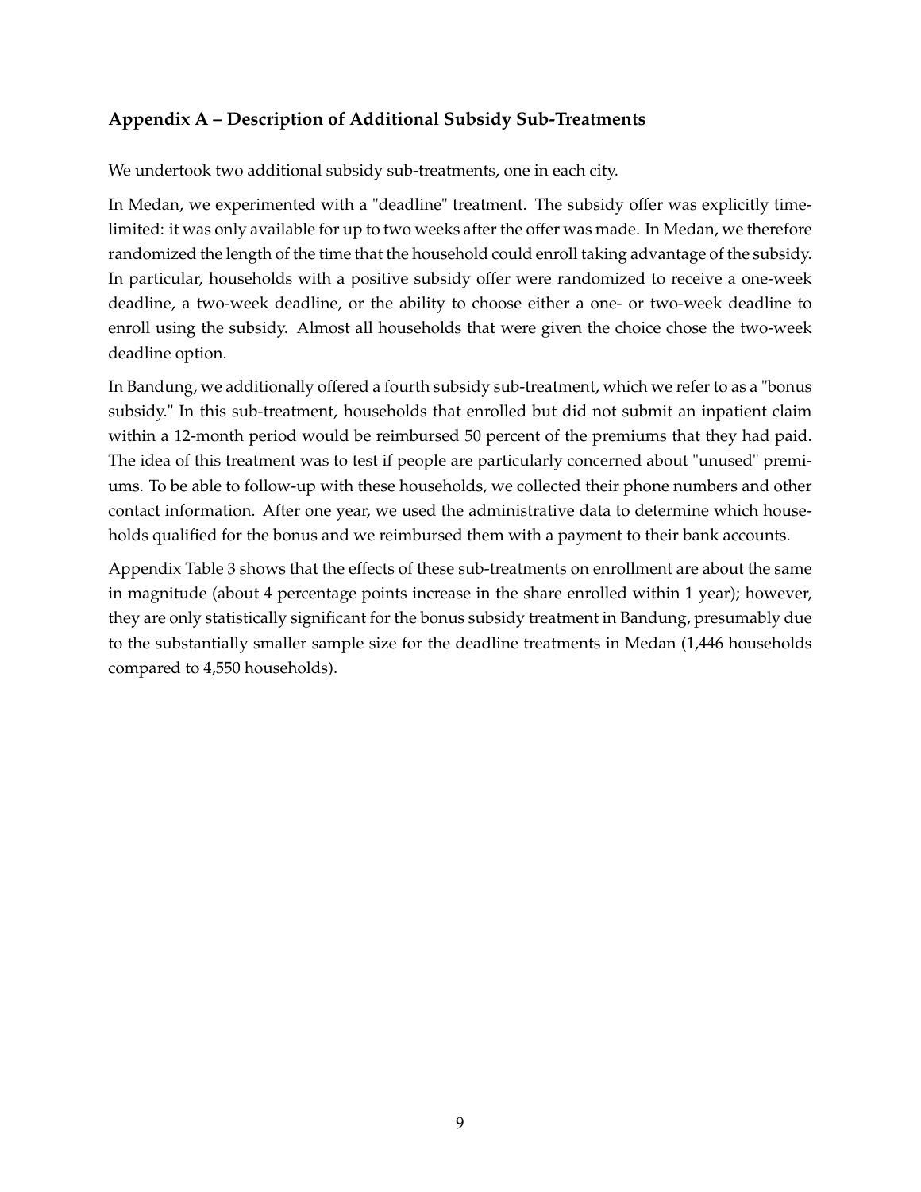### Appendix A – Description of Additional Subsidy Sub-Treatments

We undertook two additional subsidy sub-treatments, one in each city.

In Medan, we experimented with a "deadline" treatment. The subsidy offer was explicitly time-limited: it was only available for up to two weeks after the offer was made. In Medan, we therefore randomized the length of the time that the household could enroll taking advantage of the subsidy. In particular, households with a positive subsidy offer were randomized to receive a one-week deadline, a two-week deadline, or the ability to choose either a one- or two-week deadline to enroll using the subsidy. Almost all households that were given the choice chose the two-week deadline option.

In Bandung, we additionally offered a fourth subsidy sub-treatment, which we refer to as a "bonus subsidy." In this sub-treatment, households that enrolled but did not submit an inpatient claim within a 12-month period would be reimbursed 50 percent of the premiums that they had paid. The idea of this treatment was to test if people are particularly concerned about "unused" premiums. To be able to follow-up with these households, we collected their phone numbers and other contact information. After one year, we used the administrative data to determine which households qualified for the bonus and we reimbursed them with a payment to their bank accounts.

Appendix Table 3 shows that the effects of these sub-treatments on enrollment are about the same in magnitude (about 4 percentage points increase in the share enrolled within 1 year); however, they are only statistically significant for the bonus subsidy treatment in Bandung, presumably due to the substantially smaller sample size for the deadline treatments in Medan (1,446 households compared to 4,550 households).